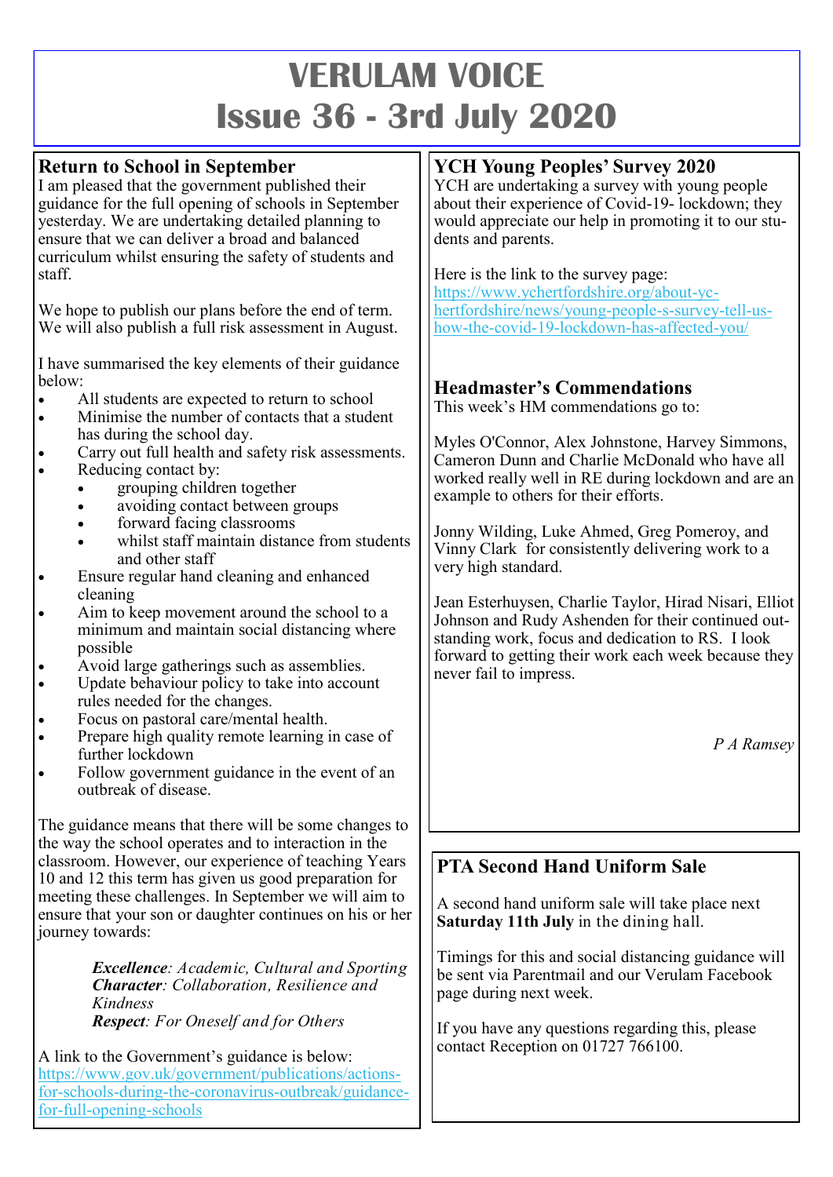# VERULAM VOICE
# Issue 36 - 3rd July 2020

## Return to School in September

I am pleased that the government published their guidance for the full opening of schools in September yesterday. We are undertaking detailed planning to ensure that we can deliver a broad and balanced curriculum whilst ensuring the safety of students and staff.

We hope to publish our plans before the end of term. We will also publish a full risk assessment in August.

I have summarised the key elements of their guidance below:

- All students are expected to return to school
- Minimise the number of contacts that a student has during the school day.
- Carry out full health and safety risk assessments.
- Reducing contact by:
  - grouping children together
  - avoiding contact between groups
  - forward facing classrooms
  - whilst staff maintain distance from students and other staff
- Ensure regular hand cleaning and enhanced cleaning
- Aim to keep movement around the school to a minimum and maintain social distancing where possible
- Avoid large gatherings such as assemblies.
- Update behaviour policy to take into account rules needed for the changes.
- Focus on pastoral care/mental health.
- Prepare high quality remote learning in case of further lockdown
- Follow government guidance in the event of an outbreak of disease.

The guidance means that there will be some changes to the way the school operates and to interaction in the classroom. However, our experience of teaching Years 10 and 12 this term has given us good preparation for meeting these challenges. In September we will aim to ensure that your son or daughter continues on his or her journey towards:

> ***Excellence****: Academic, Cultural and Sporting*
> ***Character****: Collaboration, Resilience and Kindness*
> ***Respect****: For Oneself and for Others*

A link to the Government's guidance is below:
https://www.gov.uk/government/publications/actions-for-schools-during-the-coronavirus-outbreak/guidance-for-full-opening-schools

## YCH Young Peoples' Survey 2020

YCH are undertaking a survey with young people about their experience of Covid-19- lockdown; they would appreciate our help in promoting it to our students and parents.

Here is the link to the survey page:
https://www.ychertfordshire.org/about-yc-hertfordshire/news/young-people-s-survey-tell-us-how-the-covid-19-lockdown-has-affected-you/

## Headmaster's Commendations

This week's HM commendations go to:

Myles O'Connor, Alex Johnstone, Harvey Simmons, Cameron Dunn and Charlie McDonald who have all worked really well in RE during lockdown and are an example to others for their efforts.

Jonny Wilding, Luke Ahmed, Greg Pomeroy, and Vinny Clark for consistently delivering work to a very high standard.

Jean Esterhuysen, Charlie Taylor, Hirad Nisari, Elliot Johnson and Rudy Ashenden for their continued outstanding work, focus and dedication to RS. I look forward to getting their work each week because they never fail to impress.

*P A Ramsey*

## PTA Second Hand Uniform Sale

A second hand uniform sale will take place next **Saturday 11th July** in the dining hall.

Timings for this and social distancing guidance will be sent via Parentmail and our Verulam Facebook page during next week.

If you have any questions regarding this, please contact Reception on 01727 766100.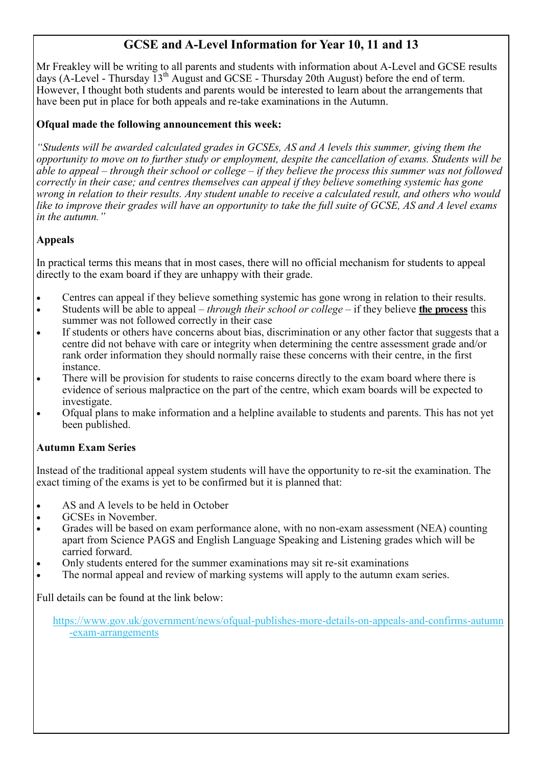## GCSE and A-Level Information for Year 10, 11 and 13

Mr Freakley will be writing to all parents and students with information about A-Level and GCSE results days (A-Level - Thursday 13th August and GCSE - Thursday 20th August) before the end of term. However, I thought both students and parents would be interested to learn about the arrangements that have been put in place for both appeals and re-take examinations in the Autumn.

**Ofqual made the following announcement this week:**

*"Students will be awarded calculated grades in GCSEs, AS and A levels this summer, giving them the opportunity to move on to further study or employment, despite the cancellation of exams. Students will be able to appeal – through their school or college – if they believe the process this summer was not followed correctly in their case; and centres themselves can appeal if they believe something systemic has gone wrong in relation to their results. Any student unable to receive a calculated result, and others who would like to improve their grades will have an opportunity to take the full suite of GCSE, AS and A level exams in the autumn."*

**Appeals**

In practical terms this means that in most cases, there will no official mechanism for students to appeal directly to the exam board if they are unhappy with their grade.

- Centres can appeal if they believe something systemic has gone wrong in relation to their results.
- Students will be able to appeal – *through their school or college* – if they believe **the process** this summer was not followed correctly in their case
- If students or others have concerns about bias, discrimination or any other factor that suggests that a centre did not behave with care or integrity when determining the centre assessment grade and/or rank order information they should normally raise these concerns with their centre, in the first instance.
- There will be provision for students to raise concerns directly to the exam board where there is evidence of serious malpractice on the part of the centre, which exam boards will be expected to investigate.
- Ofqual plans to make information and a helpline available to students and parents. This has not yet been published.

**Autumn Exam Series**

Instead of the traditional appeal system students will have the opportunity to re-sit the examination. The exact timing of the exams is yet to be confirmed but it is planned that:

- AS and A levels to be held in October
- GCSEs in November.
- Grades will be based on exam performance alone, with no non-exam assessment (NEA) counting apart from Science PAGS and English Language Speaking and Listening grades which will be carried forward.
- Only students entered for the summer examinations may sit re-sit examinations
- The normal appeal and review of marking systems will apply to the autumn exam series.

Full details can be found at the link below:

https://www.gov.uk/government/news/ofqual-publishes-more-details-on-appeals-and-confirms-autumn-exam-arrangements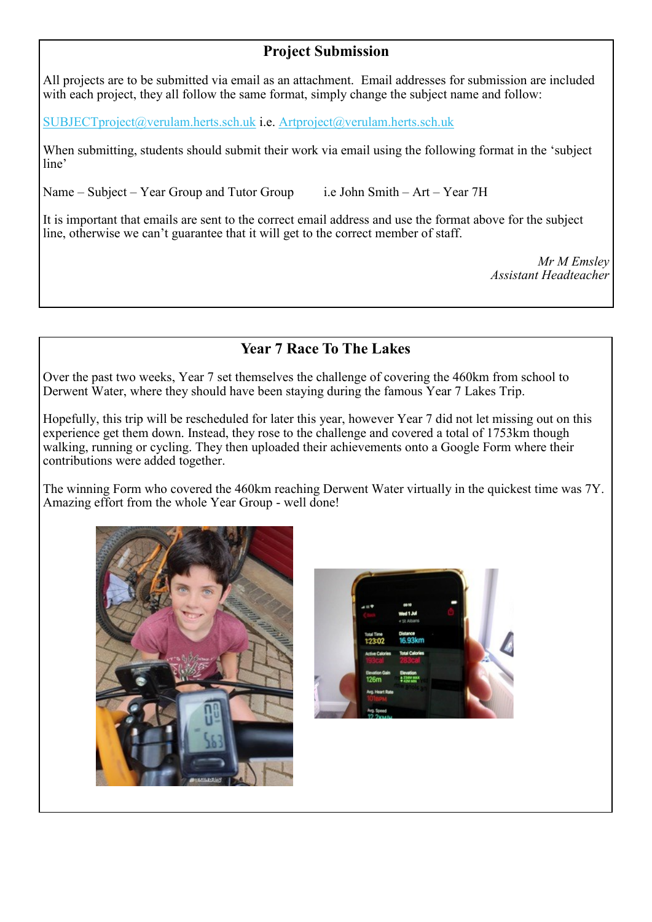## Project Submission

All projects are to be submitted via email as an attachment. Email addresses for submission are included with each project, they all follow the same format, simply change the subject name and follow:

SUBJECTproject@verulam.herts.sch.uk i.e. Artproject@verulam.herts.sch.uk

When submitting, students should submit their work via email using the following format in the 'subject line'

Name – Subject – Year Group and Tutor Group    i.e John Smith – Art – Year 7H

It is important that emails are sent to the correct email address and use the format above for the subject line, otherwise we can't guarantee that it will get to the correct member of staff.

*Mr M Emsley*
*Assistant Headteacher*

## Year 7 Race To The Lakes

Over the past two weeks, Year 7 set themselves the challenge of covering the 460km from school to Derwent Water, where they should have been staying during the famous Year 7 Lakes Trip.

Hopefully, this trip will be rescheduled for later this year, however Year 7 did not let missing out on this experience get them down. Instead, they rose to the challenge and covered a total of 1753km though walking, running or cycling. They then uploaded their achievements onto a Google Form where their contributions were added together.

The winning Form who covered the 460km reaching Derwent Water virtually in the quickest time was 7Y. Amazing effort from the whole Year Group - well done!